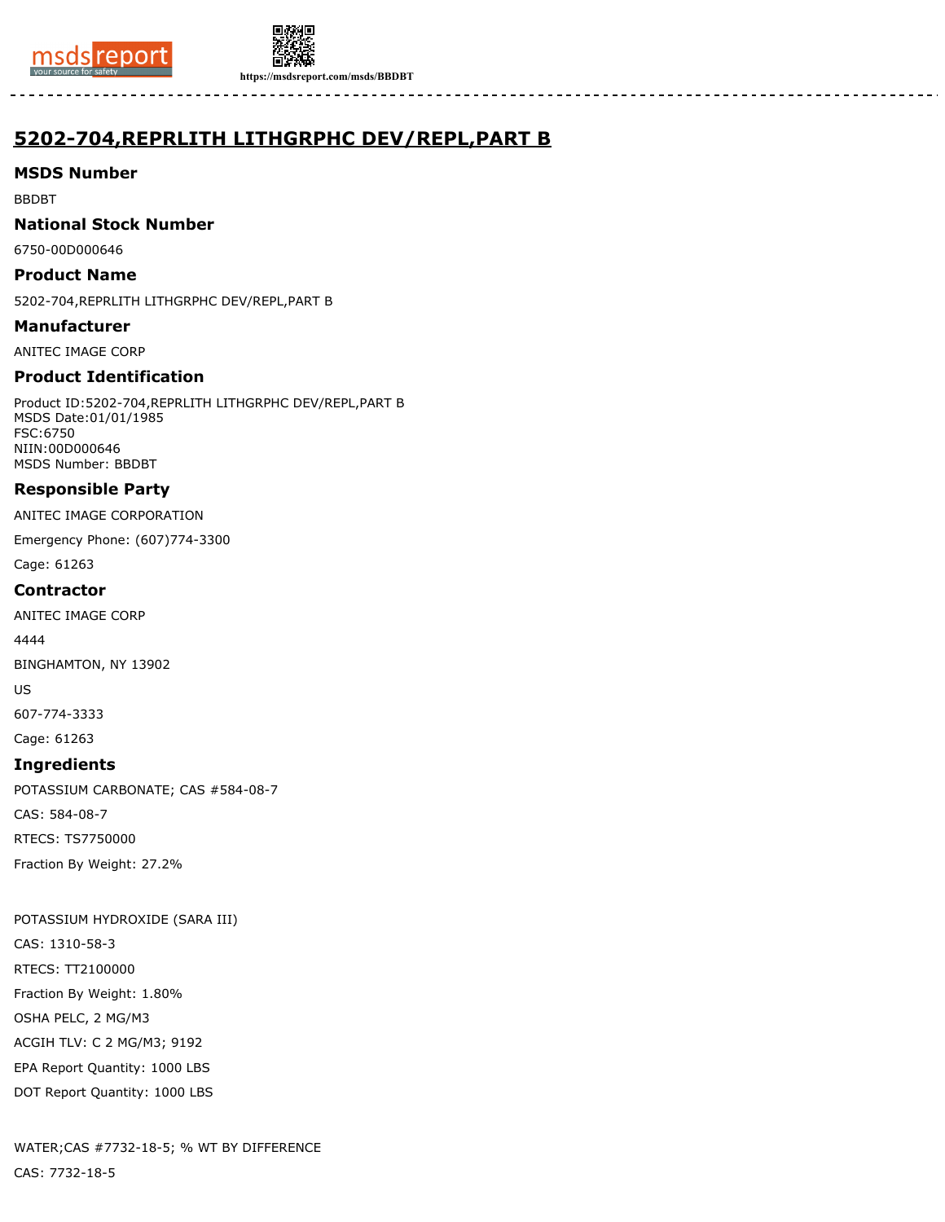# 5202-704,REPRLITH LITHGRPHC DEV/REPL,PART B

## MSDS Number

BBDBT

## National Stock Number

6750-00D000646

## Product Name

5202-704,REPRLITH LITHGRPHC DEV/REPL,PART B

## Manufacturer

ANITEC IMAGE CORP

## Product Identification

Product ID:5202-704,REPRLITH LITHGRPHC DEV/REPL,PART B
MSDS Date:01/01/1985
FSC:6750
NIIN:00D000646
MSDS Number: BBDBT

## Responsible Party

ANITEC IMAGE CORPORATION

Emergency Phone: (607)774-3300

Cage: 61263

## Contractor

ANITEC IMAGE CORP

4444

BINGHAMTON, NY 13902

US

607-774-3333

Cage: 61263

## Ingredients

POTASSIUM CARBONATE; CAS #584-08-7

CAS: 584-08-7

RTECS: TS7750000

Fraction By Weight: 27.2%

POTASSIUM HYDROXIDE (SARA III)

CAS: 1310-58-3

RTECS: TT2100000

Fraction By Weight: 1.80%

OSHA PELC, 2 MG/M3

ACGIH TLV: C 2 MG/M3; 9192

EPA Report Quantity: 1000 LBS

DOT Report Quantity: 1000 LBS

WATER;CAS #7732-18-5; % WT BY DIFFERENCE

CAS: 7732-18-5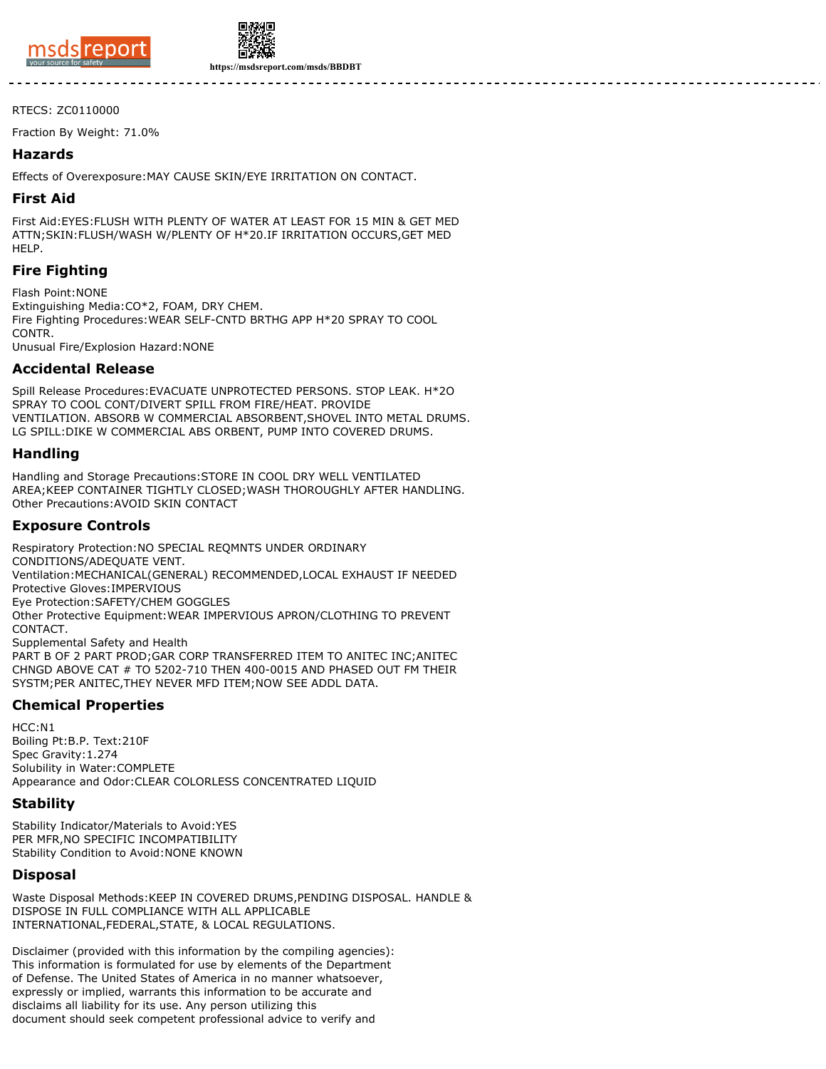RTECS: ZC0110000

Fraction By Weight: 71.0%

## Hazards

Effects of Overexposure:MAY CAUSE SKIN/EYE IRRITATION ON CONTACT.

## First Aid

First Aid:EYES:FLUSH WITH PLENTY OF WATER AT LEAST FOR 15 MIN & GET MED ATTN;SKIN:FLUSH/WASH W/PLENTY OF H*20.IF IRRITATION OCCURS,GET MED HELP.

## Fire Fighting

Flash Point:NONE
Extinguishing Media:CO*2, FOAM, DRY CHEM.
Fire Fighting Procedures:WEAR SELF-CNTD BRTHG APP H*20 SPRAY TO COOL CONTR.
Unusual Fire/Explosion Hazard:NONE

## Accidental Release

Spill Release Procedures:EVACUATE UNPROTECTED PERSONS. STOP LEAK. H*2O SPRAY TO COOL CONT/DIVERT SPILL FROM FIRE/HEAT. PROVIDE VENTILATION. ABSORB W COMMERCIAL ABSORBENT,SHOVEL INTO METAL DRUMS. LG SPILL:DIKE W COMMERCIAL ABS ORBENT, PUMP INTO COVERED DRUMS.

## Handling

Handling and Storage Precautions:STORE IN COOL DRY WELL VENTILATED AREA;KEEP CONTAINER TIGHTLY CLOSED;WASH THOROUGHLY AFTER HANDLING.
Other Precautions:AVOID SKIN CONTACT

## Exposure Controls

Respiratory Protection:NO SPECIAL REQMNTS UNDER ORDINARY CONDITIONS/ADEQUATE VENT.
Ventilation:MECHANICAL(GENERAL) RECOMMENDED,LOCAL EXHAUST IF NEEDED
Protective Gloves:IMPERVIOUS
Eye Protection:SAFETY/CHEM GOGGLES
Other Protective Equipment:WEAR IMPERVIOUS APRON/CLOTHING TO PREVENT CONTACT.
Supplemental Safety and Health
PART B OF 2 PART PROD;GAR CORP TRANSFERRED ITEM TO ANITEC INC;ANITEC CHNGD ABOVE CAT # TO 5202-710 THEN 400-0015 AND PHASED OUT FM THEIR SYSTM;PER ANITEC,THEY NEVER MFD ITEM;NOW SEE ADDL DATA.

## Chemical Properties

HCC:N1
Boiling Pt:B.P. Text:210F
Spec Gravity:1.274
Solubility in Water:COMPLETE
Appearance and Odor:CLEAR COLORLESS CONCENTRATED LIQUID

## Stability

Stability Indicator/Materials to Avoid:YES
PER MFR,NO SPECIFIC INCOMPATIBILITY
Stability Condition to Avoid:NONE KNOWN

## Disposal

Waste Disposal Methods:KEEP IN COVERED DRUMS,PENDING DISPOSAL. HANDLE & DISPOSE IN FULL COMPLIANCE WITH ALL APPLICABLE INTERNATIONAL,FEDERAL,STATE, & LOCAL REGULATIONS.

Disclaimer (provided with this information by the compiling agencies): This information is formulated for use by elements of the Department of Defense. The United States of America in no manner whatsoever, expressly or implied, warrants this information to be accurate and disclaims all liability for its use. Any person utilizing this document should seek competent professional advice to verify and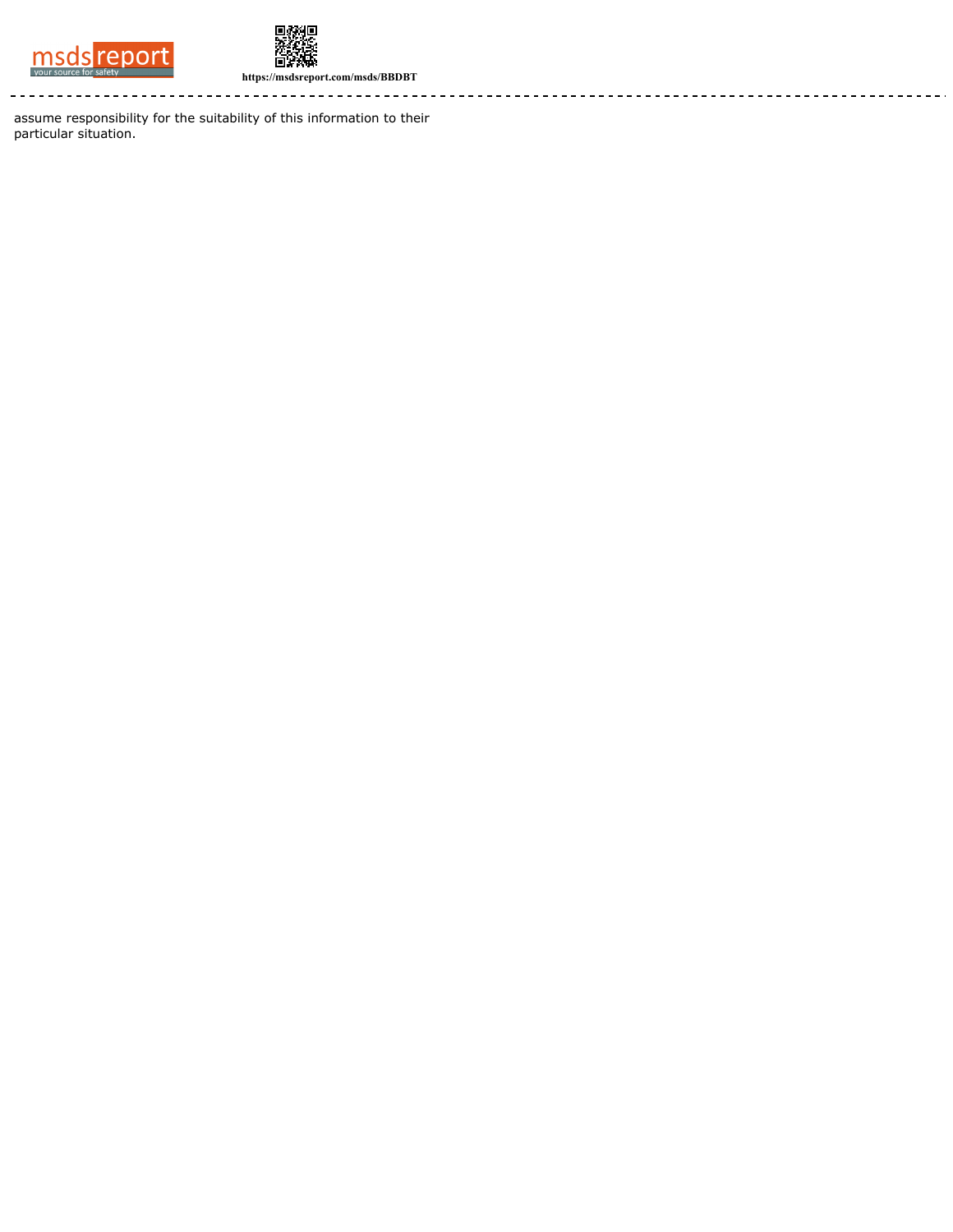assume responsibility for the suitability of this information to their particular situation.